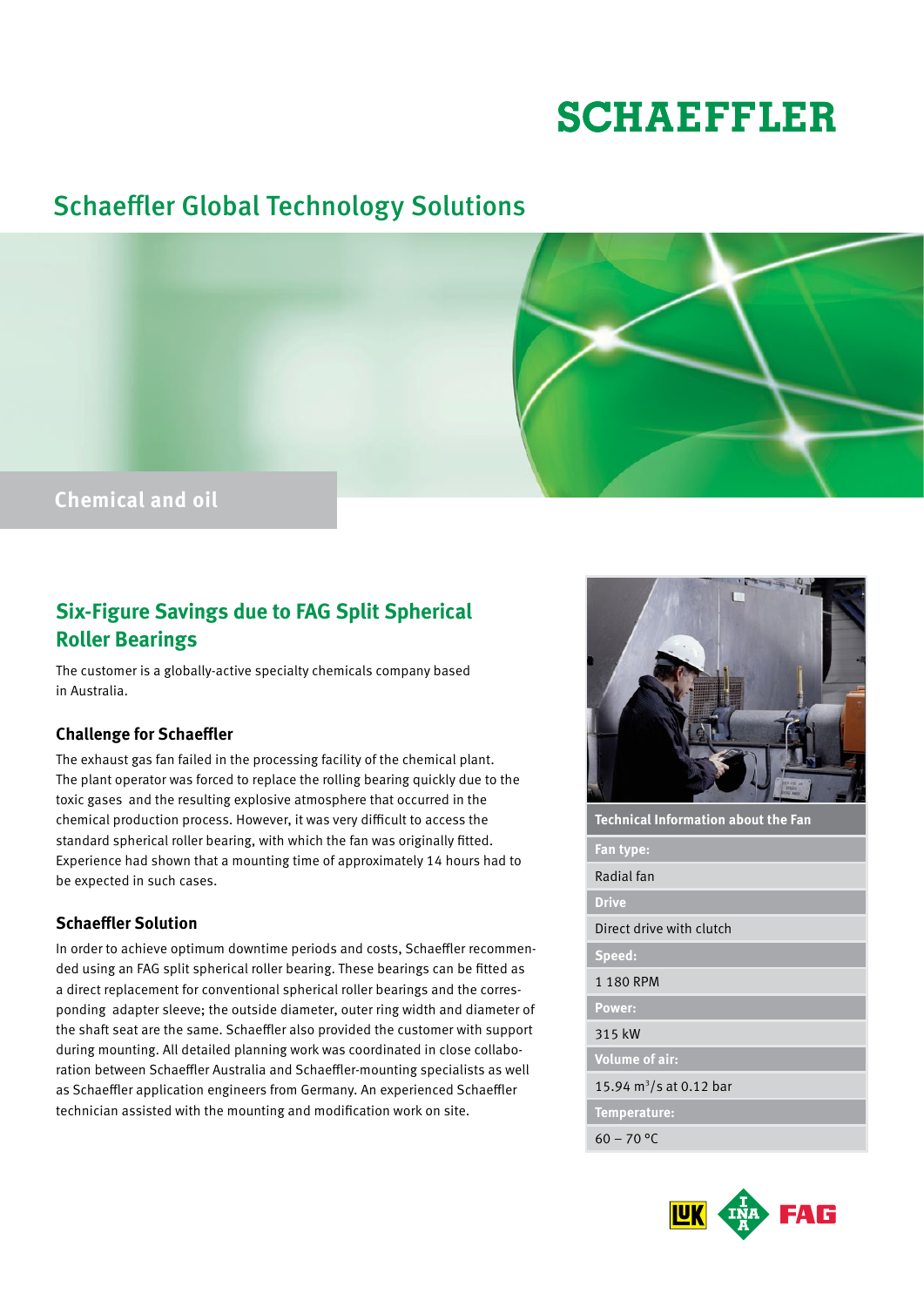# SCHAEFFLER

## Schaeffler Global Technology Solutions

**Chemical and oil**

## Six-Figure Savings due to FAG Split Spherical Roller Bearings

The customer is a globally-active specialty chemicals company based in Australia.

### Challenge for Schaeffler

The exhaust gas fan failed in the processing facility of the chemical plant. The plant operator was forced to replace the rolling bearing quickly due to the toxic gases and the resulting explosive atmosphere that occurred in the chemical production process. However, it was very difficult to access the standard spherical roller bearing, with which the fan was originally fitted. Experience had shown that a mounting time of approximately 14 hours had to be expected in such cases.

### Schaeffler Solution

In order to achieve optimum downtime periods and costs, Schaeffler recommended using an FAG split spherical roller bearing. These bearings can be fitted as a direct replacement for conventional spherical roller bearings and the corresponding adapter sleeve; the outside diameter, outer ring width and diameter of the shaft seat are the same. Schaeffler also provided the customer with support during mounting. All detailed planning work was coordinated in close collaboration between Schaeffler Australia and Schaeffler-mounting specialists as well as Schaeffler application engineers from Germany. An experienced Schaeffler technician assisted with the mounting and modification work on site.

| Technical Information about the Fan |
|---|
| **Fan type:** |
| Radial fan |
| **Drive** |
| Direct drive with clutch |
| **Speed:** |
| 1 180 RPM |
| **Power:** |
| 315 kW |
| **Volume of air:** |
| 15.94 $m^3$/s at 0.12 bar |
| **Temperature:** |
| 60 – 70 °C |

LuK INA FAG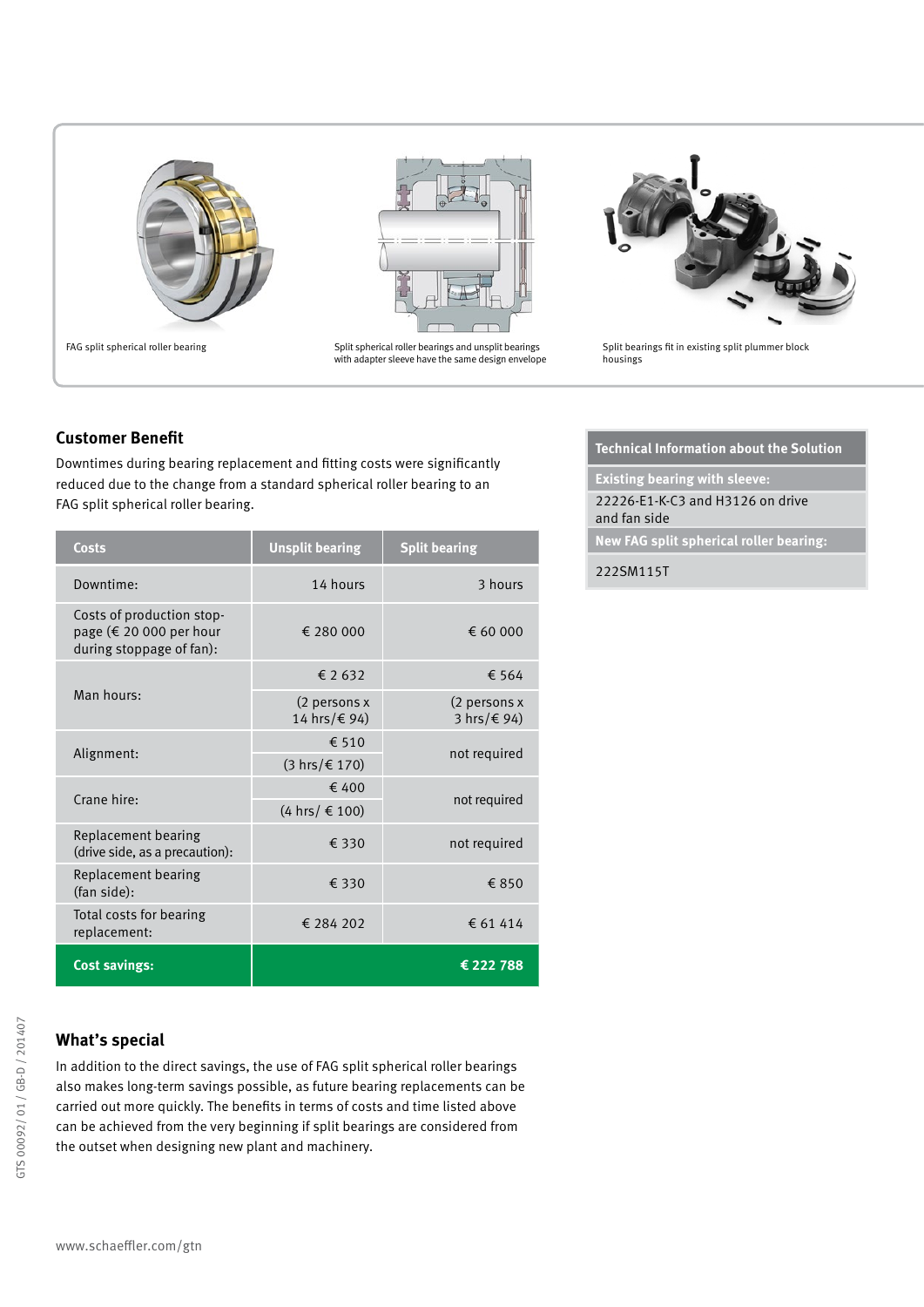FAG split spherical roller bearing

Split spherical roller bearings and unsplit bearings with adapter sleeve have the same design envelope

Split bearings fit in existing split plummer block housings

## Customer Benefit

Downtimes during bearing replacement and fitting costs were significantly reduced due to the change from a standard spherical roller bearing to an FAG split spherical roller bearing.

| Costs | Unsplit bearing | Split bearing |
|---|---|---|
| Downtime: | 14 hours | 3 hours |
| Costs of production stoppage (€ 20 000 per hour during stoppage of fan): | € 280 000 | € 60 000 |
| Man hours: | € 2 632<br>(2 persons x 14 hrs/€ 94) | € 564<br>(2 persons x 3 hrs/€ 94) |
| Alignment: | € 510<br>(3 hrs/€ 170) | not required |
| Crane hire: | € 400<br>(4 hrs/ € 100) | not required |
| Replacement bearing (drive side, as a precaution): | € 330 | not required |
| Replacement bearing (fan side): | € 330 | € 850 |
| Total costs for bearing replacement: | € 284 202 | € 61 414 |
| **Cost savings:** | | **€ 222 788** |

| Technical Information about the Solution |
|---|
| **Existing bearing with sleeve:** |
| 22226-E1-K-C3 and H3126 on drive and fan side |
| **New FAG split spherical roller bearing:** |
| 222SM115T |

## What's special

In addition to the direct savings, the use of FAG split spherical roller bearings also makes long-term savings possible, as future bearing replacements can be carried out more quickly. The benefits in terms of costs and time listed above can be achieved from the very beginning if split bearings are considered from the outset when designing new plant and machinery.